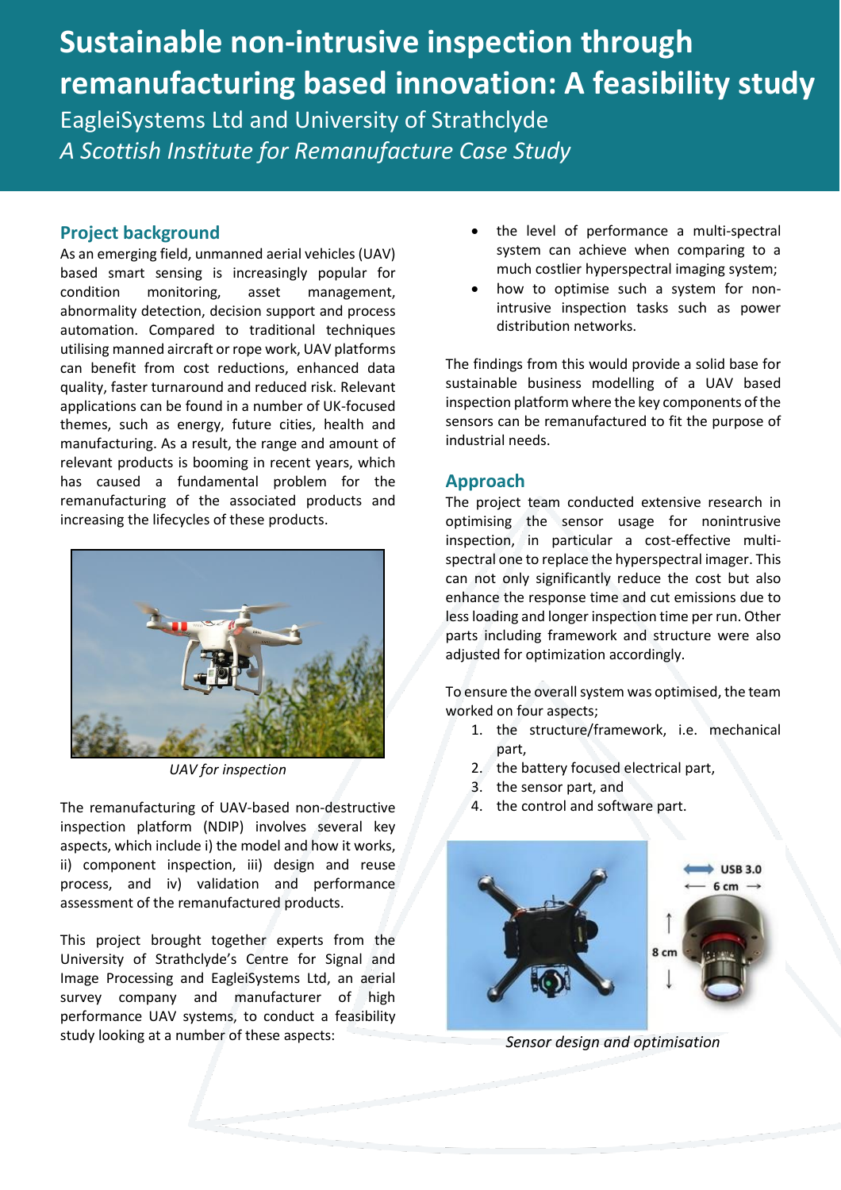# Sustainable non-intrusive inspection through remanufacturing based innovation: A feasibility study

EagleiSystems Ltd and University of Strathclyde

*A Scottish Institute for Remanufacture Case Study*

## Project background

As an emerging field, unmanned aerial vehicles (UAV) based smart sensing is increasingly popular for condition monitoring, asset management, abnormality detection, decision support and process automation. Compared to traditional techniques utilising manned aircraft or rope work, UAV platforms can benefit from cost reductions, enhanced data quality, faster turnaround and reduced risk. Relevant applications can be found in a number of UK-focused themes, such as energy, future cities, health and manufacturing. As a result, the range and amount of relevant products is booming in recent years, which has caused a fundamental problem for the remanufacturing of the associated products and increasing the lifecycles of these products.

*UAV for inspection*

The remanufacturing of UAV-based non-destructive inspection platform (NDIP) involves several key aspects, which include i) the model and how it works, ii) component inspection, iii) design and reuse process, and iv) validation and performance assessment of the remanufactured products.

This project brought together experts from the University of Strathclyde's Centre for Signal and Image Processing and EagleiSystems Ltd, an aerial survey company and manufacturer of high performance UAV systems, to conduct a feasibility study looking at a number of these aspects:

- the level of performance a multi-spectral system can achieve when comparing to a much costlier hyperspectral imaging system;
- how to optimise such a system for non-intrusive inspection tasks such as power distribution networks.

The findings from this would provide a solid base for sustainable business modelling of a UAV based inspection platform where the key components of the sensors can be remanufactured to fit the purpose of industrial needs.

## Approach

The project team conducted extensive research in optimising the sensor usage for nonintrusive inspection, in particular a cost-effective multi-spectral one to replace the hyperspectral imager. This can not only significantly reduce the cost but also enhance the response time and cut emissions due to less loading and longer inspection time per run. Other parts including framework and structure were also adjusted for optimization accordingly.

To ensure the overall system was optimised, the team worked on four aspects;

1. the structure/framework, i.e. mechanical part,
2. the battery focused electrical part,
3. the sensor part, and
4. the control and software part.

*Sensor design and optimisation*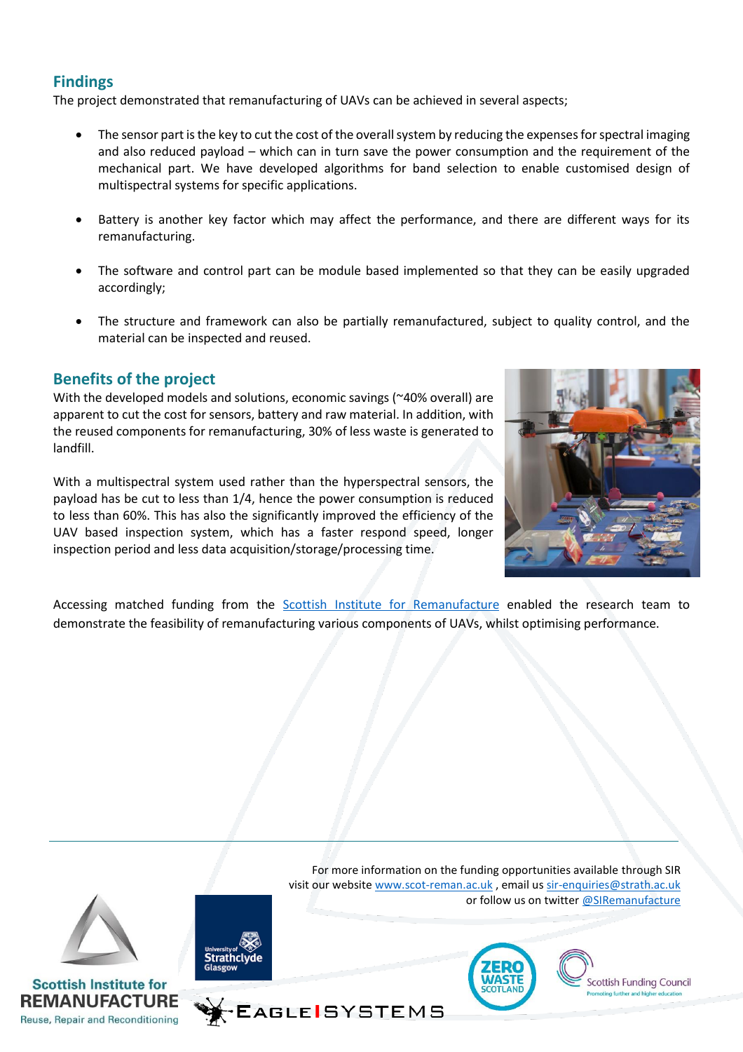## Findings

The project demonstrated that remanufacturing of UAVs can be achieved in several aspects;

- The sensor part is the key to cut the cost of the overall system by reducing the expenses for spectral imaging and also reduced payload – which can in turn save the power consumption and the requirement of the mechanical part. We have developed algorithms for band selection to enable customised design of multispectral systems for specific applications.
- Battery is another key factor which may affect the performance, and there are different ways for its remanufacturing.
- The software and control part can be module based implemented so that they can be easily upgraded accordingly;
- The structure and framework can also be partially remanufactured, subject to quality control, and the material can be inspected and reused.

## Benefits of the project

With the developed models and solutions, economic savings (~40% overall) are apparent to cut the cost for sensors, battery and raw material. In addition, with the reused components for remanufacturing, 30% of less waste is generated to landfill.

With a multispectral system used rather than the hyperspectral sensors, the payload has be cut to less than 1/4, hence the power consumption is reduced to less than 60%. This has also the significantly improved the efficiency of the UAV based inspection system, which has a faster respond speed, longer inspection period and less data acquisition/storage/processing time.

Accessing matched funding from the Scottish Institute for Remanufacture enabled the research team to demonstrate the feasibility of remanufacturing various components of UAVs, whilst optimising performance.

---

For more information on the funding opportunities available through SIR visit our website www.scot-reman.ac.uk , email us sir-enquiries@strath.ac.uk or follow us on twitter @SIRemanufacture

Scottish Institute for REMANUFACTURE
Reuse, Repair and Reconditioning

University of Strathclyde Glasgow

EAGLE SYSTEMS

ZERO WASTE SCOTLAND

Scottish Funding Council
Promoting further and higher education